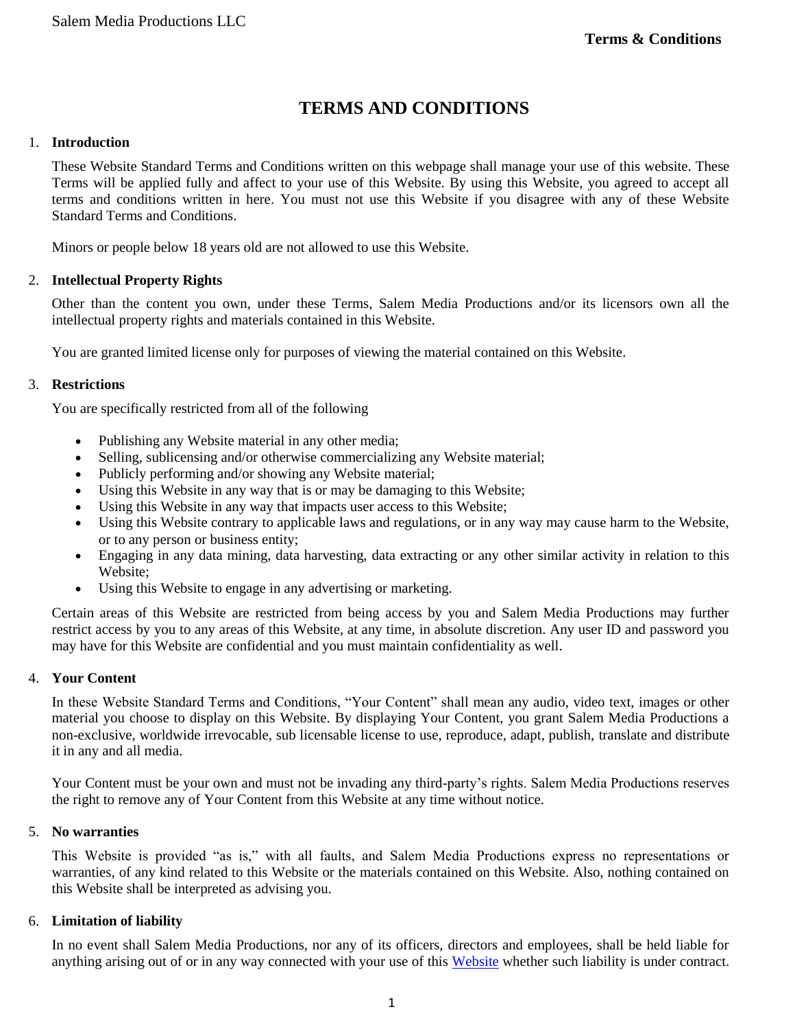# TERMS AND CONDITIONS

## 1. Introduction

These Website Standard Terms and Conditions written on this webpage shall manage your use of this website. These Terms will be applied fully and affect to your use of this Website. By using this Website, you agreed to accept all terms and conditions written in here. You must not use this Website if you disagree with any of these Website Standard Terms and Conditions.

Minors or people below 18 years old are not allowed to use this Website.

## 2. Intellectual Property Rights

Other than the content you own, under these Terms, Salem Media Productions and/or its licensors own all the intellectual property rights and materials contained in this Website.

You are granted limited license only for purposes of viewing the material contained on this Website.

## 3. Restrictions

You are specifically restricted from all of the following

- Publishing any Website material in any other media;
- Selling, sublicensing and/or otherwise commercializing any Website material;
- Publicly performing and/or showing any Website material;
- Using this Website in any way that is or may be damaging to this Website;
- Using this Website in any way that impacts user access to this Website;
- Using this Website contrary to applicable laws and regulations, or in any way may cause harm to the Website, or to any person or business entity;
- Engaging in any data mining, data harvesting, data extracting or any other similar activity in relation to this Website;
- Using this Website to engage in any advertising or marketing.

Certain areas of this Website are restricted from being access by you and Salem Media Productions may further restrict access by you to any areas of this Website, at any time, in absolute discretion. Any user ID and password you may have for this Website are confidential and you must maintain confidentiality as well.

## 4. Your Content

In these Website Standard Terms and Conditions, "Your Content" shall mean any audio, video text, images or other material you choose to display on this Website. By displaying Your Content, you grant Salem Media Productions a non-exclusive, worldwide irrevocable, sub licensable license to use, reproduce, adapt, publish, translate and distribute it in any and all media.

Your Content must be your own and must not be invading any third-party's rights. Salem Media Productions reserves the right to remove any of Your Content from this Website at any time without notice.

## 5. No warranties

This Website is provided "as is," with all faults, and Salem Media Productions express no representations or warranties, of any kind related to this Website or the materials contained on this Website. Also, nothing contained on this Website shall be interpreted as advising you.

## 6. Limitation of liability

In no event shall Salem Media Productions, nor any of its officers, directors and employees, shall be held liable for anything arising out of or in any way connected with your use of this Website whether such liability is under contract.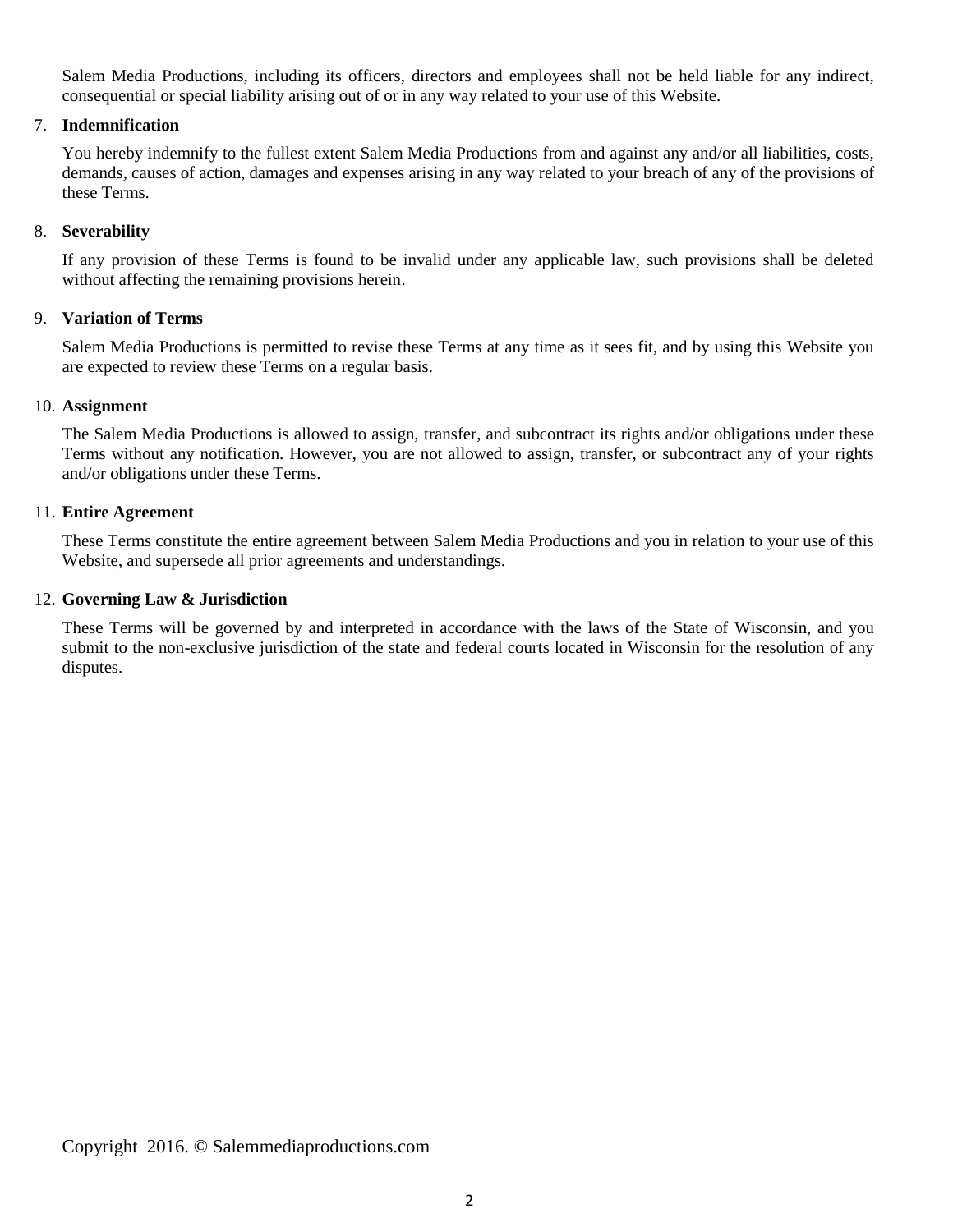Salem Media Productions, including its officers, directors and employees shall not be held liable for any indirect, consequential or special liability arising out of or in any way related to your use of this Website.

7. **Indemnification**

   You hereby indemnify to the fullest extent Salem Media Productions from and against any and/or all liabilities, costs, demands, causes of action, damages and expenses arising in any way related to your breach of any of the provisions of these Terms.

8. **Severability**

   If any provision of these Terms is found to be invalid under any applicable law, such provisions shall be deleted without affecting the remaining provisions herein.

9. **Variation of Terms**

   Salem Media Productions is permitted to revise these Terms at any time as it sees fit, and by using this Website you are expected to review these Terms on a regular basis.

10. **Assignment**

    The Salem Media Productions is allowed to assign, transfer, and subcontract its rights and/or obligations under these Terms without any notification. However, you are not allowed to assign, transfer, or subcontract any of your rights and/or obligations under these Terms.

11. **Entire Agreement**

    These Terms constitute the entire agreement between Salem Media Productions and you in relation to your use of this Website, and supersede all prior agreements and understandings.

12. **Governing Law & Jurisdiction**

    These Terms will be governed by and interpreted in accordance with the laws of the State of Wisconsin, and you submit to the non-exclusive jurisdiction of the state and federal courts located in Wisconsin for the resolution of any disputes.

Copyright 2016. © Salemmediaproductions.com